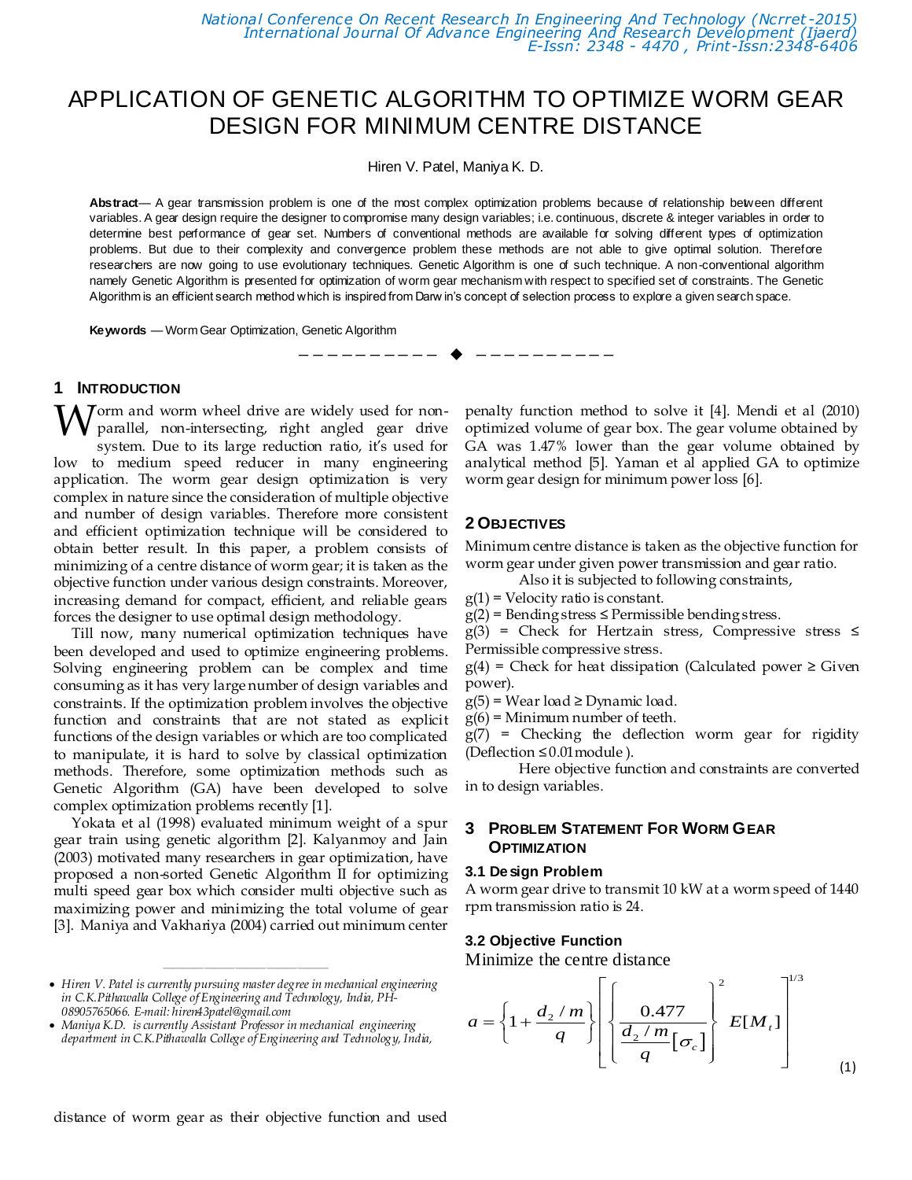# APPLICATION OF GENETIC ALGORITHM TO OPTIMIZE WORM GEAR DESIGN FOR MINIMUM CENTRE DISTANCE

Hiren V. Patel, Maniya K. D.

**Abstract**— A gear transmission problem is one of the most complex optimization problems because of relationship between different variables. A gear design require the designer to compromise many design variables; i.e. continuous, discrete & integer variables in order to determine best performance of gear set. Numbers of conventional methods are available for solving different types of optimization problems. But due to their complexity and convergence problem these methods are not able to give optimal solution. Therefore researchers are now going to use evolutionary techniques. Genetic Algorithm is one of such technique. A non-conventional algorithm namely Genetic Algorithm is presented for optimization of worm gear mechanism with respect to specified set of constraints. The Genetic Algorithm is an efficient search method which is inspired from Darwin's concept of selection process to explore a given search space.

**Keywords** — Worm Gear Optimization, Genetic Algorithm

## 1 Introduction

Worm and worm wheel drive are widely used for non-parallel, non-intersecting, right angled gear drive system. Due to its large reduction ratio, it's used for low to medium speed reducer in many engineering application. The worm gear design optimization is very complex in nature since the consideration of multiple objective and number of design variables. Therefore more consistent and efficient optimization technique will be considered to obtain better result. In this paper, a problem consists of minimizing of a centre distance of worm gear; it is taken as the objective function under various design constraints. Moreover, increasing demand for compact, efficient, and reliable gears forces the designer to use optimal design methodology.

Till now, many numerical optimization techniques have been developed and used to optimize engineering problems. Solving engineering problem can be complex and time consuming as it has very large number of design variables and constraints. If the optimization problem involves the objective function and constraints that are not stated as explicit functions of the design variables or which are too complicated to manipulate, it is hard to solve by classical optimization methods. Therefore, some optimization methods such as Genetic Algorithm (GA) have been developed to solve complex optimization problems recently [1].

Yokata et al (1998) evaluated minimum weight of a spur gear train using genetic algorithm [2]. Kalyanmoy and Jain (2003) motivated many researchers in gear optimization, have proposed a non-sorted Genetic Algorithm II for optimizing multi speed gear box which consider multi objective such as maximizing power and minimizing the total volume of gear [3]. Maniya and Vakhariya (2004) carried out minimum centre distance of worm gear as their objective function and used penalty function method to solve it [4]. Mendi et al (2010) optimized volume of gear box. The gear volume obtained by GA was 1.47% lower than the gear volume obtained by analytical method [5]. Yaman et al applied GA to optimize worm gear design for minimum power loss [6].

## 2 Objectives

Minimum centre distance is taken as the objective function for worm gear under given power transmission and gear ratio.

Also it is subjected to following constraints,

g(1) = Velocity ratio is constant.
g(2) = Bending stress ≤ Permissible bending stress.
g(3) = Check for Hertzain stress, Compressive stress ≤ Permissible compressive stress.
g(4) = Check for heat dissipation (Calculated power ≥ Given power).
g(5) = Wear load ≥ Dynamic load.
g(6) = Minimum number of teeth.
g(7) = Checking the deflection worm gear for rigidity (Deflection ≤ 0.01 module ).

Here objective function and constraints are converted in to design variables.

## 3 Problem Statement For Worm Gear Optimization

### 3.1 Design Problem

A worm gear drive to transmit 10 kW at a worm speed of 1440 rpm transmission ratio is 24.

### 3.2 Objective Function

Minimize the centre distance

$$a = \left\{1 + \frac{d_2 / m}{q}\right\}\left[\left\{\frac{0.477}{\frac{d_2 / m}{q}[\sigma_c]}\right\}^2 E[M_t]\right]^{1/3} \quad (1)$$

- *Hiren V. Patel is currently pursuing master degree in mechanical engineering in C.K.Pithawalla College of Engineering and Technology, India, PH-08905765066. E-mail: hiren43patel@gmail.com*
- *Maniya K.D. is currently Assistant Professor in mechanical engineering department in C.K.Pithawalla College of Engineering and Technology, India,*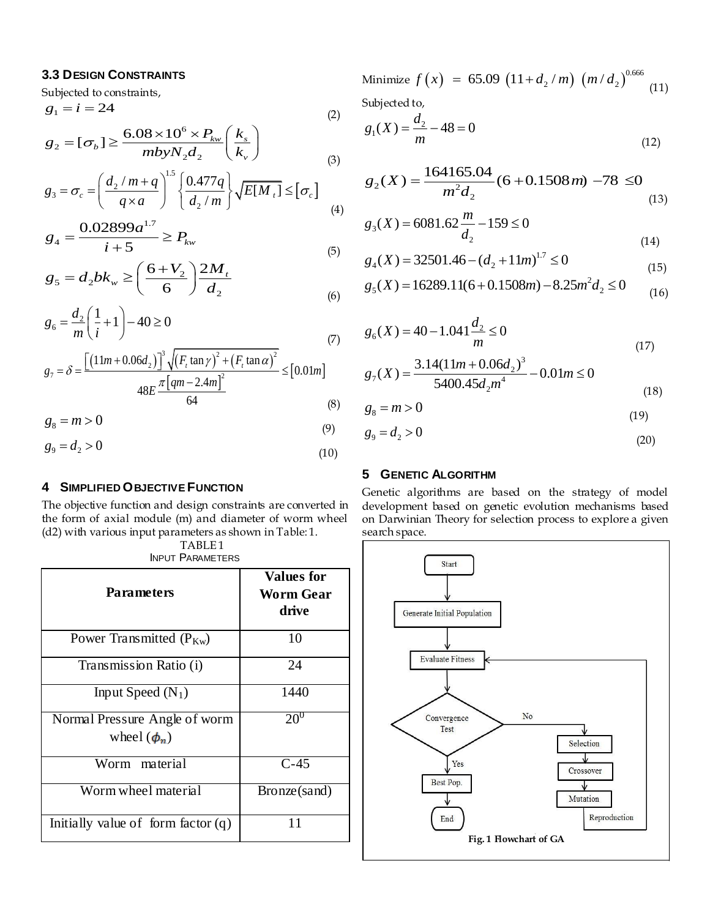### 3.3 Design Constraints

Subjected to constraints,

$$g_1 = i = 24 \tag{2}$$

$$g_2 = [\sigma_b] \geq \frac{6.08 \times 10^6 \times P_{kw}}{mbyN_2 d_2}\left(\frac{k_s}{k_v}\right) \tag{3}$$

$$g_3 = \sigma_c = \left(\frac{d_2/m + q}{q \times a}\right)^{1.5}\left\{\frac{0.477q}{d_2/m}\right\}\sqrt{E[M_t]} \leq [\sigma_c] \tag{4}$$

$$g_4 = \frac{0.02899 a^{1.7}}{i+5} \geq P_{kw} \tag{5}$$

$$g_5 = d_2 b k_w \geq \left(\frac{6+V_2}{6}\right)\frac{2M_t}{d_2} \tag{6}$$

$$g_6 = \frac{d_2}{m}\left(\frac{1}{i}+1\right) - 40 \geq 0 \tag{7}$$

$$g_7 = \delta = \frac{\left[(11m + 0.06d_2)\right]^3 \sqrt{(F_t \tan\gamma)^2 + (F_t \tan\alpha)^2}}{48E\frac{\pi[qm - 2.4m]^2}{64}} \leq [0.01m] \tag{8}$$

$$g_8 = m > 0 \tag{9}$$

$$g_9 = d_2 > 0 \tag{10}$$

## 4 Simplified Objective Function

The objective function and design constraints are converted in the form of axial module (m) and diameter of worm wheel (d2) with various input parameters as shown in Table: 1.

TABLE 1
INPUT PARAMETERS

| Parameters | Values for Worm Gear drive |
|---|---|
| Power Transmitted ($P_{Kw}$) | 10 |
| Transmission Ratio (i) | 24 |
| Input Speed ($N_1$) | 1440 |
| Normal Pressure Angle of worm wheel ($\phi_n$) | $20^0$ |
| Worm material | C-45 |
| Worm wheel material | Bronze(sand) |
| Initially value of form factor (q) | 11 |

Minimize $f(x) = 65.09\,(11 + d_2/m)\,(m/d_2)^{0.666}$ (11)

Subjected to,

$$g_1(X) = \frac{d_2}{m} - 48 = 0 \tag{12}$$

$$g_2(X) = \frac{164165.04}{m^2 d_2}(6 + 0.1508m) - 78 \leq 0 \tag{13}$$

$$g_3(X) = 6081.62\frac{m}{d_2} - 159 \leq 0 \tag{14}$$

$$g_4(X) = 32501.46 - (d_2 + 11m)^{1.7} \leq 0 \tag{15}$$

$$g_5(X) = 16289.11(6 + 0.1508m) - 8.25m^2 d_2 \leq 0 \tag{16}$$

$$g_6(X) = 40 - 1.041\frac{d_2}{m} \leq 0 \tag{17}$$

$$g_7(X) = \frac{3.14(11m + 0.06d_2)^3}{5400.45 d_2 m^4} - 0.01m \leq 0 \tag{18}$$

$$g_8 = m > 0 \tag{19}$$

$$g_9 = d_2 > 0 \tag{20}$$

## 5 Genetic Algorithm

Genetic algorithms are based on the strategy of model development based on genetic evolution mechanisms based on Darwinian Theory for selection process to explore a given search space.

**Fig. 1 Flowchart of GA**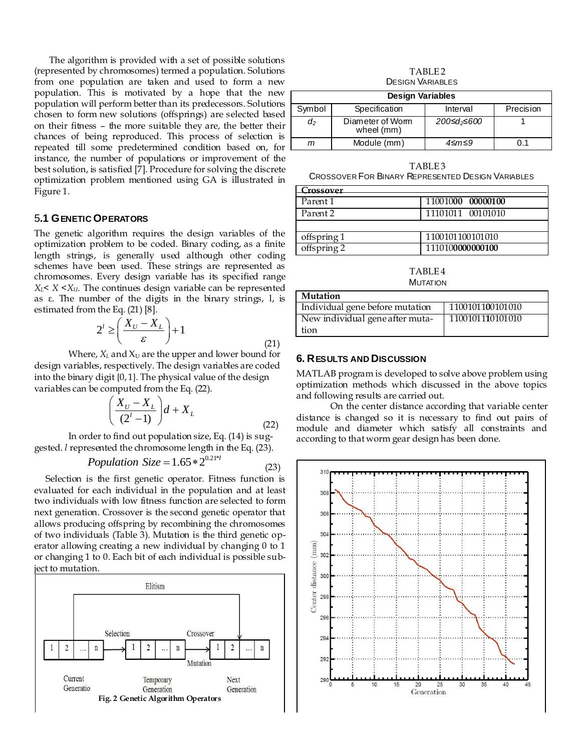The algorithm is provided with a set of possible solutions (represented by chromosomes) termed a population. Solutions from one population are taken and used to form a new population. This is motivated by a hope that the new population will perform better than its predecessors. Solutions chosen to form new solutions (offsprings) are selected based on their fitness – the more suitable they are, the better their chances of being reproduced. This process of selection is repeated till some predetermined condition based on, for instance, the number of populations or improvement of the best solution, is satisfied [7]. Procedure for solving the discrete optimization problem mentioned using GA is illustrated in Figure 1.

### 5.1 Genetic Operators

The genetic algorithm requires the design variables of the optimization problem to be coded. Binary coding, as a finite length strings, is generally used although other coding schemes have been used. These strings are represented as chromosomes. Every design variable has its specified range $X_L < X < X_U$. The continues design variable can be represented as ε. The number of the digits in the binary strings, l, is estimated from the Eq. (21) [8].

$$2^l \geq \left(\frac{X_U - X_L}{\varepsilon}\right) + 1 \tag{21}$$

Where, $X_L$ and $X_U$ are the upper and lower bound for design variables, respectively. The design variables are coded into the binary digit {0, 1}. The physical value of the design variables can be computed from the Eq. (22).

$$\left(\frac{X_U - X_L}{(2^l - 1)}\right) d + X_L \tag{22}$$

In order to find out population size, Eq. (14) is suggested. $l$ represented the chromosome length in the Eq. (23).

$$Population\ Size = 1.65 * 2^{0.21*l} \tag{23}$$

Selection is the first genetic operator. Fitness function is evaluated for each individual in the population and at least two individuals with low fitness function are selected to form next generation. Crossover is the second genetic operator that allows producing offspring by recombining the chromosomes of two individuals (Table 3). Mutation is the third genetic operator allowing creating a new individual by changing 0 to 1 or changing 1 to 0. Each bit of each individual is possible subject to mutation.

**Fig. 2 Genetic Algorithm Operators**

TABLE 2
DESIGN VARIABLES

| Design Variables | | | |
|---|---|---|---|
| Symbol | Specification | Interval | Precision |
| $d_2$ | Diameter of Worm wheel (mm) | $200 \leq d_2 \leq 600$ | 1 |
| $m$ | Module (mm) | $4 \leq m \leq 9$ | 0.1 |

TABLE 3
CROSSOVER FOR BINARY REPRESENTED DESIGN VARIABLES

| Crossover | |
|---|---|
| Parent 1 | 110010**00** **00000100** |
| Parent 2 | 11101011 00101010 |
| | |
| offspring 1 | 1100101100101010 |
| offspring 2 | 111010**0000000100** |

TABLE 4
MUTATION

| Mutation | |
|---|---|
| Individual gene before mutation | 1100101100101010 |
| New individual gene after mutation | 1100101110101010 |

## 6. Results and Discussion

MATLAB program is developed to solve above problem using optimization methods which discussed in the above topics and following results are carried out.

On the center distance according that variable center distance is changed so it is necessary to find out pairs of module and diameter which satisfy all constraints and according to that worm gear design has been done.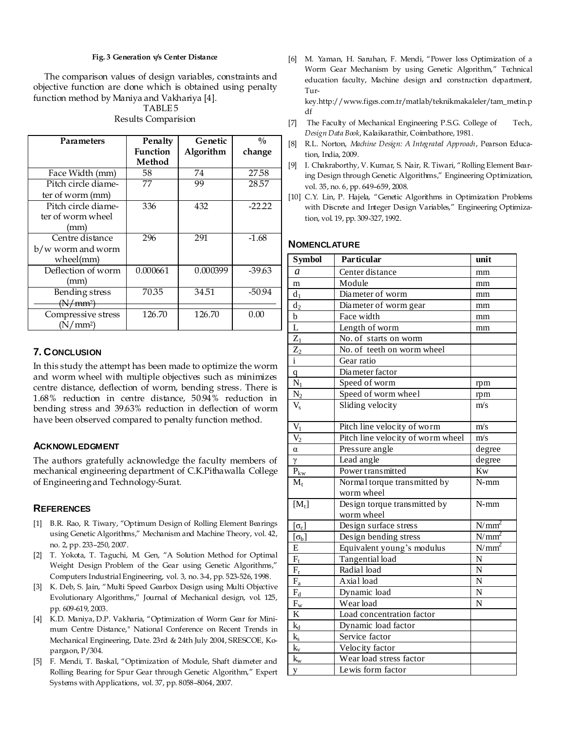Fig. 3 Generation v/s Center Distance

The comparison values of design variables, constraints and objective function are done which is obtained using penalty function method by Maniya and Vakhariya [4].

TABLE 5
Results Comparision

| Parameters | Penalty Function Method | Genetic Algorithm | % change |
|---|---|---|---|
| Face Width (mm) | 58 | 74 | 27.58 |
| Pitch circle diameter of worm (mm) | 77 | 99 | 28.57 |
| Pitch circle diameter of worm wheel (mm) | 336 | 432 | -22.22 |
| Centre distance b/w worm and worm wheel(mm) | 296 | 291 | -1.68 |
| Deflection of worm (mm) | 0.000661 | 0.000399 | -39.63 |
| Bending stress (N/mm²) | 70.35 | 34.51 | -50.94 |
| Compressive stress (N/mm²) | 126.70 | 126.70 | 0.00 |

## 7. Conclusion

In this study the attempt has been made to optimize the worm and worm wheel with multiple objectives such as minimizes centre distance, deflection of worm, bending stress. There is 1.68% reduction in centre distance, 50.94% reduction in bending stress and 39.63% reduction in deflection of worm have been observed compared to penalty function method.

## Acknowledgment

The authors gratefully acknowledge the faculty members of mechanical engineering department of C.K.Pithawalla College of Engineering and Technology-Surat.

## References

[1] B.R. Rao, R. Tiwary, "Optimum Design of Rolling Element Bearings using Genetic Algorithms," Mechanism and Machine Theory, vol. 42, no. 2, pp. 233–250, 2007.

[2] T. Yokota, T. Taguchi, M. Gen, "A Solution Method for Optimal Weight Design Problem of the Gear using Genetic Algorithms," Computers Industrial Engineering, vol. 3, no. 3-4, pp. 523-526, 1998.

[3] K. Deb, S. Jain, "Multi Speed Gearbox Design using Multi Objective Evolutionary Algorithms," Journal of Mechanical design, vol. 125, pp. 609-619, 2003.

[4] K.D. Maniya, D.P. Vakharia, "Optimization of Worm Gear for Minimum Centre Distance," National Conference on Recent Trends in Mechanical Engineering, Date. 23rd & 24th July 2004, SRESCOE, Kopargaon, P/304.

[5] F. Mendi, T. Baskal, "Optimization of Module, Shaft diameter and Rolling Bearing for Spur Gear through Genetic Algorithm," Expert Systems with Applications, vol. 37, pp. 8058–8064, 2007.

[6] M. Yaman, H. Saruhan, F. Mendi, "Power loss Optimization of a Worm Gear Mechanism by using Genetic Algorithm," Technical education faculty, Machine design and construction department, Turkey.http://www.figes.com.tr/matlab/teknikmakaleler/tam_metin.pdf

[7] The Faculty of Mechanical Engineering P.S.G. College of Tech., *Design Data Book*, Kalaikarathir, Coimbathore, 1981.

[8] R.L. Norton, *Machine Design: A Integrated Approach*, Pearson Education, India, 2009.

[9] I. Chakraborthy, V. Kumar, S. Nair, R. Tiwari, "Rolling Element Bearing Design through Genetic Algorithms," Engineering Optimization, vol. 35, no. 6, pp. 649–659, 2008.

[10] C.Y. Lin, P. Hajela, "Genetic Algorithms in Optimization Problems with Discrete and Integer Design Variables," Engineering Optimization, vol. 19, pp. 309-327, 1992.

## Nomenclature

| Symbol | Particular | unit |
|---|---|---|
| $a$ | Center distance | mm |
| m | Module | mm |
| $d_1$ | Diameter of worm | mm |
| $d_2$ | Diameter of worm gear | mm |
| b | Face width | mm |
| L | Length of worm | mm |
| $Z_1$ | No. of starts on worm | |
| $Z_2$ | No. of teeth on worm wheel | |
| i | Gear ratio | |
| q | Diameter factor | |
| $N_1$ | Speed of worm | rpm |
| $N_2$ | Speed of worm wheel | rpm |
| $V_s$ | Sliding velocity | m/s |
| $V_1$ | Pitch line velocity of worm | m/s |
| $V_2$ | Pitch line velocity of worm wheel | m/s |
| $\alpha$ | Pressure angle | degree |
| $\gamma$ | Lead angle | degree |
| $P_{kw}$ | Power transmitted | Kw |
| $M_t$ | Normal torque transmitted by worm wheel | N-mm |
| $[M_t]$ | Design torque transmitted by worm wheel | N-mm |
| $[\sigma_c]$ | Design surface stress | $N/mm^2$ |
| $[\sigma_b]$ | Design bending stress | $N/mm^2$ |
| E | Equivalent young's modulus | $N/mm^2$ |
| $F_t$ | Tangential load | N |
| $F_r$ | Radial load | N |
| $F_a$ | Axial load | N |
| $F_d$ | Dynamic load | N |
| $F_w$ | Wear load | N |
| K | Load concentration factor | |
| $k_d$ | Dynamic load factor | |
| $k_s$ | Service factor | |
| $k_v$ | Velocity factor | |
| $k_w$ | Wear load stress factor | |
| y | Lewis form factor | |